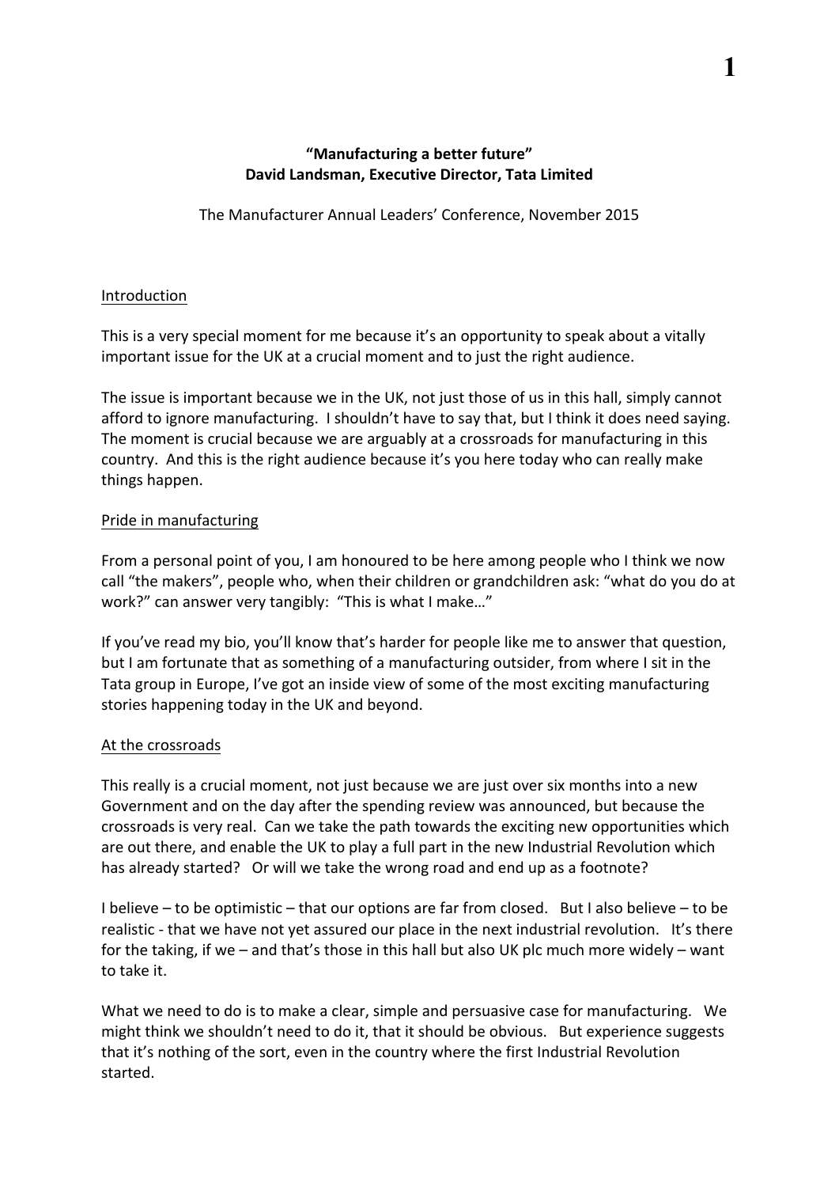**“Manufacturing a better future”**
**David Landsman, Executive Director, Tata Limited**

The Manufacturer Annual Leaders’ Conference, November 2015

## Introduction

This is a very special moment for me because it’s an opportunity to speak about a vitally important issue for the UK at a crucial moment and to just the right audience.

The issue is important because we in the UK, not just those of us in this hall, simply cannot afford to ignore manufacturing. I shouldn’t have to say that, but I think it does need saying. The moment is crucial because we are arguably at a crossroads for manufacturing in this country. And this is the right audience because it’s you here today who can really make things happen.

## Pride in manufacturing

From a personal point of you, I am honoured to be here among people who I think we now call “the makers”, people who, when their children or grandchildren ask: “what do you do at work?” can answer very tangibly: “This is what I make…”

If you’ve read my bio, you’ll know that’s harder for people like me to answer that question, but I am fortunate that as something of a manufacturing outsider, from where I sit in the Tata group in Europe, I’ve got an inside view of some of the most exciting manufacturing stories happening today in the UK and beyond.

## At the crossroads

This really is a crucial moment, not just because we are just over six months into a new Government and on the day after the spending review was announced, but because the crossroads is very real. Can we take the path towards the exciting new opportunities which are out there, and enable the UK to play a full part in the new Industrial Revolution which has already started? Or will we take the wrong road and end up as a footnote?

I believe – to be optimistic – that our options are far from closed. But I also believe – to be realistic - that we have not yet assured our place in the next industrial revolution. It’s there for the taking, if we – and that’s those in this hall but also UK plc much more widely – want to take it.

What we need to do is to make a clear, simple and persuasive case for manufacturing. We might think we shouldn’t need to do it, that it should be obvious. But experience suggests that it’s nothing of the sort, even in the country where the first Industrial Revolution started.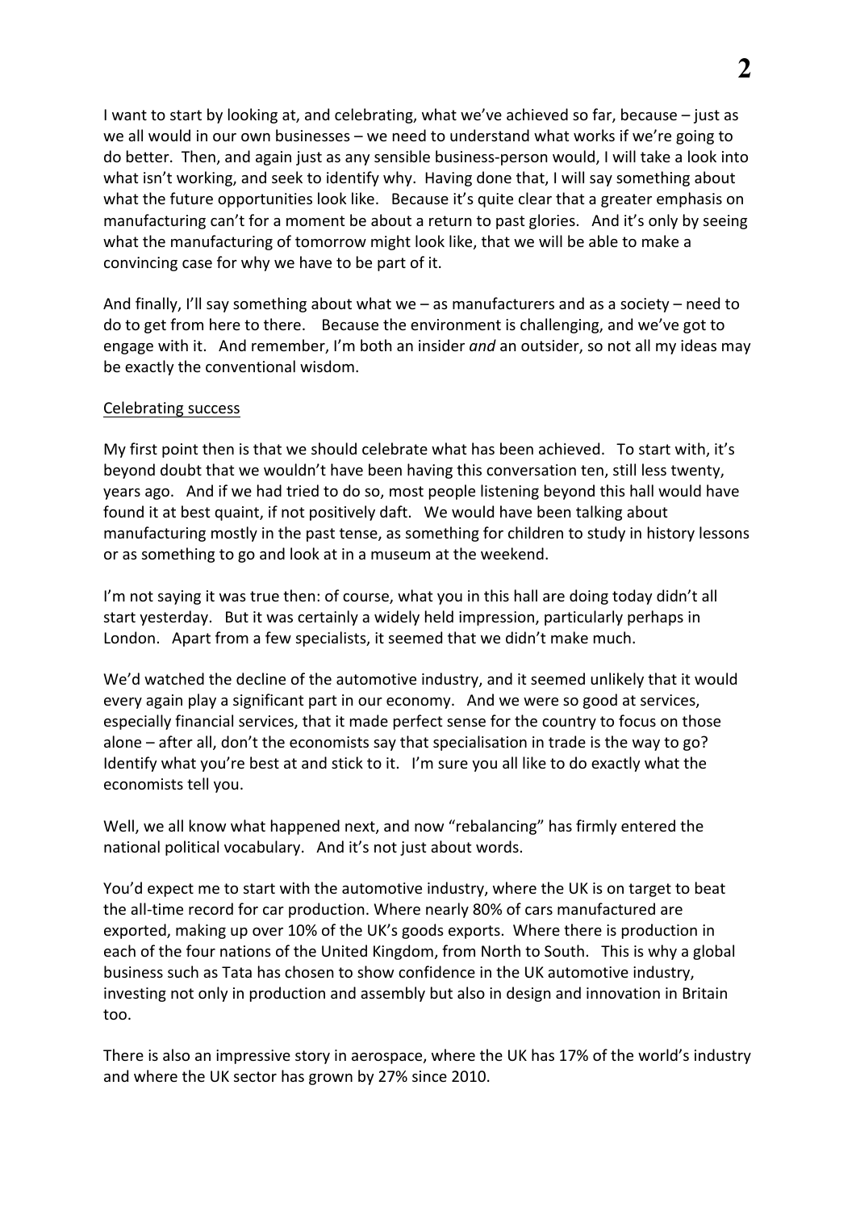I want to start by looking at, and celebrating, what we've achieved so far, because – just as we all would in our own businesses – we need to understand what works if we're going to do better. Then, and again just as any sensible business-person would, I will take a look into what isn't working, and seek to identify why. Having done that, I will say something about what the future opportunities look like. Because it's quite clear that a greater emphasis on manufacturing can't for a moment be about a return to past glories. And it's only by seeing what the manufacturing of tomorrow might look like, that we will be able to make a convincing case for why we have to be part of it.

And finally, I'll say something about what we – as manufacturers and as a society – need to do to get from here to there. Because the environment is challenging, and we've got to engage with it. And remember, I'm both an insider *and* an outsider, so not all my ideas may be exactly the conventional wisdom.

## Celebrating success

My first point then is that we should celebrate what has been achieved. To start with, it's beyond doubt that we wouldn't have been having this conversation ten, still less twenty, years ago. And if we had tried to do so, most people listening beyond this hall would have found it at best quaint, if not positively daft. We would have been talking about manufacturing mostly in the past tense, as something for children to study in history lessons or as something to go and look at in a museum at the weekend.

I'm not saying it was true then: of course, what you in this hall are doing today didn't all start yesterday. But it was certainly a widely held impression, particularly perhaps in London. Apart from a few specialists, it seemed that we didn't make much.

We'd watched the decline of the automotive industry, and it seemed unlikely that it would every again play a significant part in our economy. And we were so good at services, especially financial services, that it made perfect sense for the country to focus on those alone – after all, don't the economists say that specialisation in trade is the way to go? Identify what you're best at and stick to it. I'm sure you all like to do exactly what the economists tell you.

Well, we all know what happened next, and now "rebalancing" has firmly entered the national political vocabulary. And it's not just about words.

You'd expect me to start with the automotive industry, where the UK is on target to beat the all-time record for car production. Where nearly 80% of cars manufactured are exported, making up over 10% of the UK's goods exports. Where there is production in each of the four nations of the United Kingdom, from North to South. This is why a global business such as Tata has chosen to show confidence in the UK automotive industry, investing not only in production and assembly but also in design and innovation in Britain too.

There is also an impressive story in aerospace, where the UK has 17% of the world's industry and where the UK sector has grown by 27% since 2010.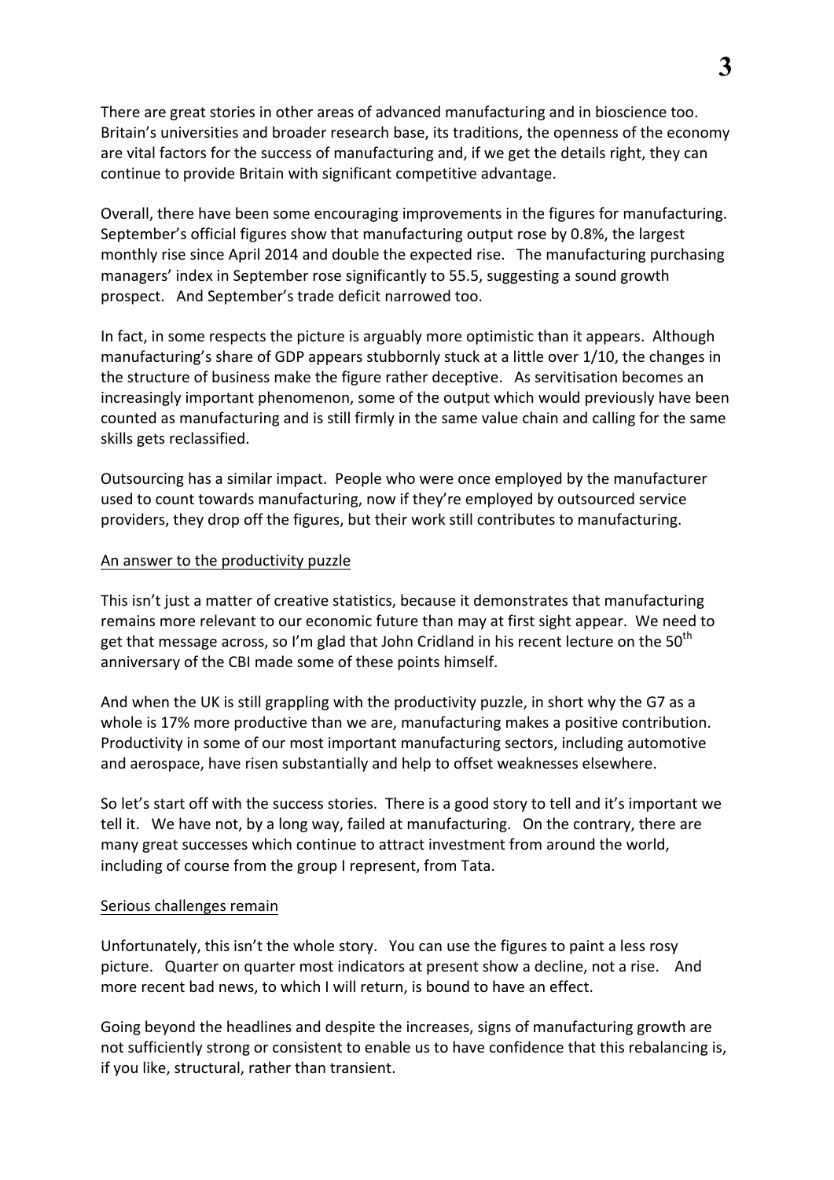There are great stories in other areas of advanced manufacturing and in bioscience too. Britain's universities and broader research base, its traditions, the openness of the economy are vital factors for the success of manufacturing and, if we get the details right, they can continue to provide Britain with significant competitive advantage.

Overall, there have been some encouraging improvements in the figures for manufacturing. September's official figures show that manufacturing output rose by 0.8%, the largest monthly rise since April 2014 and double the expected rise. The manufacturing purchasing managers' index in September rose significantly to 55.5, suggesting a sound growth prospect. And September's trade deficit narrowed too.

In fact, in some respects the picture is arguably more optimistic than it appears. Although manufacturing's share of GDP appears stubbornly stuck at a little over 1/10, the changes in the structure of business make the figure rather deceptive. As servitisation becomes an increasingly important phenomenon, some of the output which would previously have been counted as manufacturing and is still firmly in the same value chain and calling for the same skills gets reclassified.

Outsourcing has a similar impact. People who were once employed by the manufacturer used to count towards manufacturing, now if they're employed by outsourced service providers, they drop off the figures, but their work still contributes to manufacturing.

An answer to the productivity puzzle

This isn't just a matter of creative statistics, because it demonstrates that manufacturing remains more relevant to our economic future than may at first sight appear. We need to get that message across, so I'm glad that John Cridland in his recent lecture on the 50th anniversary of the CBI made some of these points himself.

And when the UK is still grappling with the productivity puzzle, in short why the G7 as a whole is 17% more productive than we are, manufacturing makes a positive contribution. Productivity in some of our most important manufacturing sectors, including automotive and aerospace, have risen substantially and help to offset weaknesses elsewhere.

So let's start off with the success stories. There is a good story to tell and it's important we tell it. We have not, by a long way, failed at manufacturing. On the contrary, there are many great successes which continue to attract investment from around the world, including of course from the group I represent, from Tata.

Serious challenges remain

Unfortunately, this isn't the whole story. You can use the figures to paint a less rosy picture. Quarter on quarter most indicators at present show a decline, not a rise. And more recent bad news, to which I will return, is bound to have an effect.

Going beyond the headlines and despite the increases, signs of manufacturing growth are not sufficiently strong or consistent to enable us to have confidence that this rebalancing is, if you like, structural, rather than transient.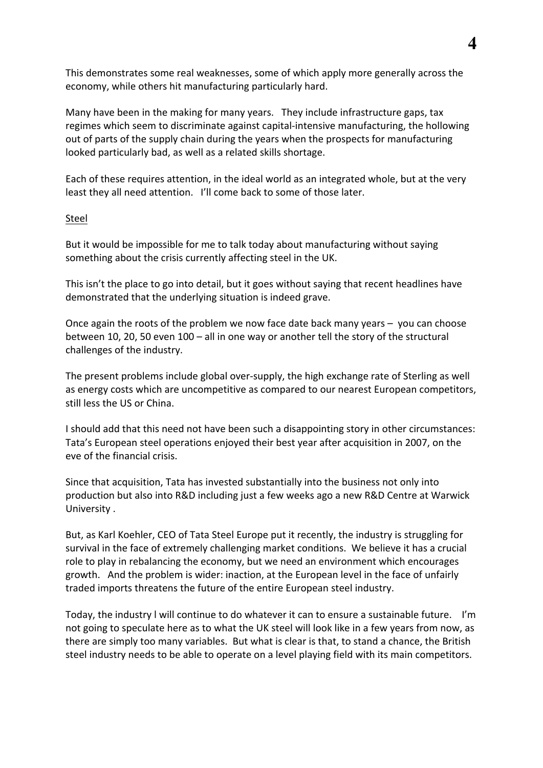This demonstrates some real weaknesses, some of which apply more generally across the economy, while others hit manufacturing particularly hard.

Many have been in the making for many years. They include infrastructure gaps, tax regimes which seem to discriminate against capital-intensive manufacturing, the hollowing out of parts of the supply chain during the years when the prospects for manufacturing looked particularly bad, as well as a related skills shortage.

Each of these requires attention, in the ideal world as an integrated whole, but at the very least they all need attention. I'll come back to some of those later.

Steel

But it would be impossible for me to talk today about manufacturing without saying something about the crisis currently affecting steel in the UK.

This isn't the place to go into detail, but it goes without saying that recent headlines have demonstrated that the underlying situation is indeed grave.

Once again the roots of the problem we now face date back many years – you can choose between 10, 20, 50 even 100 – all in one way or another tell the story of the structural challenges of the industry.

The present problems include global over-supply, the high exchange rate of Sterling as well as energy costs which are uncompetitive as compared to our nearest European competitors, still less the US or China.

I should add that this need not have been such a disappointing story in other circumstances: Tata's European steel operations enjoyed their best year after acquisition in 2007, on the eve of the financial crisis.

Since that acquisition, Tata has invested substantially into the business not only into production but also into R&D including just a few weeks ago a new R&D Centre at Warwick University .

But, as Karl Koehler, CEO of Tata Steel Europe put it recently, the industry is struggling for survival in the face of extremely challenging market conditions. We believe it has a crucial role to play in rebalancing the economy, but we need an environment which encourages growth. And the problem is wider: inaction, at the European level in the face of unfairly traded imports threatens the future of the entire European steel industry.

Today, the industry l will continue to do whatever it can to ensure a sustainable future. I'm not going to speculate here as to what the UK steel will look like in a few years from now, as there are simply too many variables. But what is clear is that, to stand a chance, the British steel industry needs to be able to operate on a level playing field with its main competitors.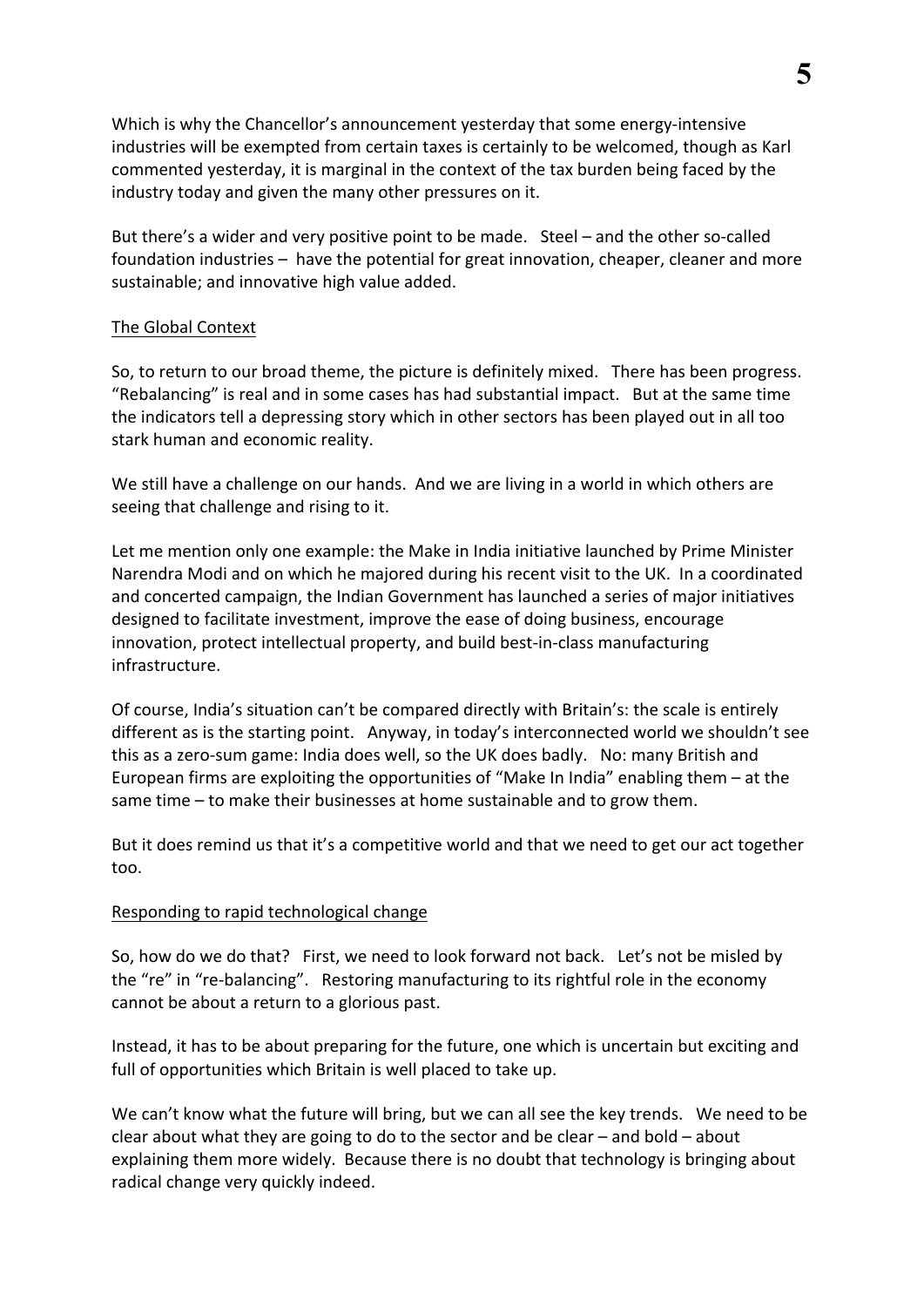Which is why the Chancellor's announcement yesterday that some energy-intensive industries will be exempted from certain taxes is certainly to be welcomed, though as Karl commented yesterday, it is marginal in the context of the tax burden being faced by the industry today and given the many other pressures on it.

But there's a wider and very positive point to be made. Steel – and the other so-called foundation industries – have the potential for great innovation, cheaper, cleaner and more sustainable; and innovative high value added.

## The Global Context

So, to return to our broad theme, the picture is definitely mixed. There has been progress. "Rebalancing" is real and in some cases has had substantial impact. But at the same time the indicators tell a depressing story which in other sectors has been played out in all too stark human and economic reality.

We still have a challenge on our hands. And we are living in a world in which others are seeing that challenge and rising to it.

Let me mention only one example: the Make in India initiative launched by Prime Minister Narendra Modi and on which he majored during his recent visit to the UK. In a coordinated and concerted campaign, the Indian Government has launched a series of major initiatives designed to facilitate investment, improve the ease of doing business, encourage innovation, protect intellectual property, and build best-in-class manufacturing infrastructure.

Of course, India's situation can't be compared directly with Britain's: the scale is entirely different as is the starting point. Anyway, in today's interconnected world we shouldn't see this as a zero-sum game: India does well, so the UK does badly. No: many British and European firms are exploiting the opportunities of "Make In India" enabling them – at the same time – to make their businesses at home sustainable and to grow them.

But it does remind us that it's a competitive world and that we need to get our act together too.

## Responding to rapid technological change

So, how do we do that? First, we need to look forward not back. Let's not be misled by the "re" in "re-balancing". Restoring manufacturing to its rightful role in the economy cannot be about a return to a glorious past.

Instead, it has to be about preparing for the future, one which is uncertain but exciting and full of opportunities which Britain is well placed to take up.

We can't know what the future will bring, but we can all see the key trends. We need to be clear about what they are going to do to the sector and be clear – and bold – about explaining them more widely. Because there is no doubt that technology is bringing about radical change very quickly indeed.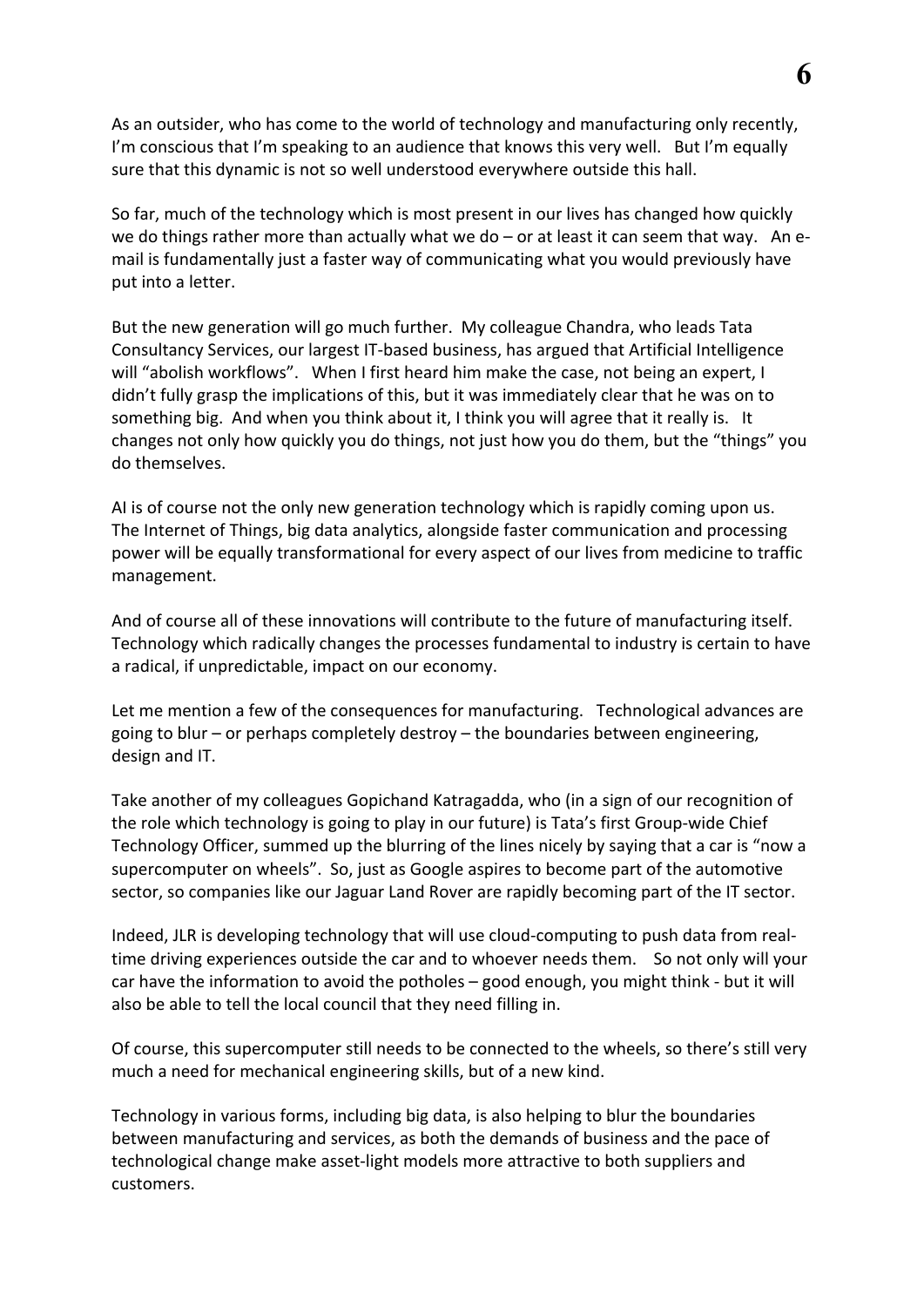As an outsider, who has come to the world of technology and manufacturing only recently, I'm conscious that I'm speaking to an audience that knows this very well. But I'm equally sure that this dynamic is not so well understood everywhere outside this hall.

So far, much of the technology which is most present in our lives has changed how quickly we do things rather more than actually what we do – or at least it can seem that way. An e-mail is fundamentally just a faster way of communicating what you would previously have put into a letter.

But the new generation will go much further. My colleague Chandra, who leads Tata Consultancy Services, our largest IT-based business, has argued that Artificial Intelligence will "abolish workflows". When I first heard him make the case, not being an expert, I didn't fully grasp the implications of this, but it was immediately clear that he was on to something big. And when you think about it, I think you will agree that it really is. It changes not only how quickly you do things, not just how you do them, but the "things" you do themselves.

AI is of course not the only new generation technology which is rapidly coming upon us. The Internet of Things, big data analytics, alongside faster communication and processing power will be equally transformational for every aspect of our lives from medicine to traffic management.

And of course all of these innovations will contribute to the future of manufacturing itself. Technology which radically changes the processes fundamental to industry is certain to have a radical, if unpredictable, impact on our economy.

Let me mention a few of the consequences for manufacturing. Technological advances are going to blur – or perhaps completely destroy – the boundaries between engineering, design and IT.

Take another of my colleagues Gopichand Katragadda, who (in a sign of our recognition of the role which technology is going to play in our future) is Tata's first Group-wide Chief Technology Officer, summed up the blurring of the lines nicely by saying that a car is "now a supercomputer on wheels". So, just as Google aspires to become part of the automotive sector, so companies like our Jaguar Land Rover are rapidly becoming part of the IT sector.

Indeed, JLR is developing technology that will use cloud-computing to push data from real-time driving experiences outside the car and to whoever needs them. So not only will your car have the information to avoid the potholes – good enough, you might think - but it will also be able to tell the local council that they need filling in.

Of course, this supercomputer still needs to be connected to the wheels, so there's still very much a need for mechanical engineering skills, but of a new kind.

Technology in various forms, including big data, is also helping to blur the boundaries between manufacturing and services, as both the demands of business and the pace of technological change make asset-light models more attractive to both suppliers and customers.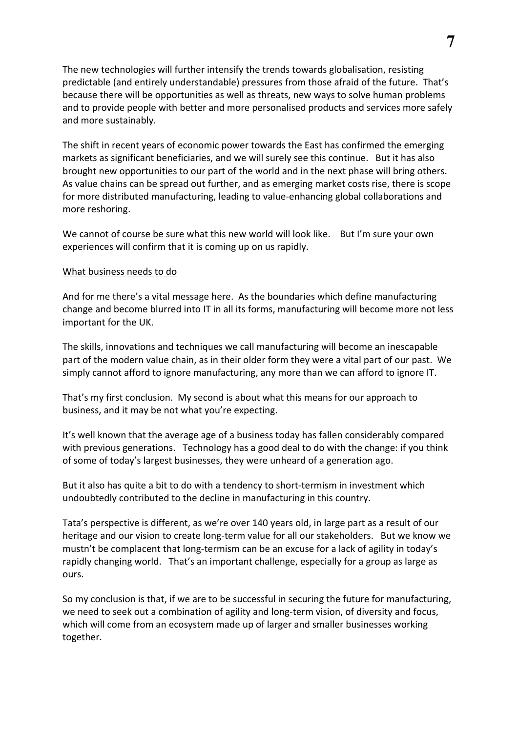The new technologies will further intensify the trends towards globalisation, resisting predictable (and entirely understandable) pressures from those afraid of the future. That's because there will be opportunities as well as threats, new ways to solve human problems and to provide people with better and more personalised products and services more safely and more sustainably.

The shift in recent years of economic power towards the East has confirmed the emerging markets as significant beneficiaries, and we will surely see this continue. But it has also brought new opportunities to our part of the world and in the next phase will bring others. As value chains can be spread out further, and as emerging market costs rise, there is scope for more distributed manufacturing, leading to value-enhancing global collaborations and more reshoring.

We cannot of course be sure what this new world will look like. But I'm sure your own experiences will confirm that it is coming up on us rapidly.

<u>What business needs to do</u>

And for me there's a vital message here. As the boundaries which define manufacturing change and become blurred into IT in all its forms, manufacturing will become more not less important for the UK.

The skills, innovations and techniques we call manufacturing will become an inescapable part of the modern value chain, as in their older form they were a vital part of our past. We simply cannot afford to ignore manufacturing, any more than we can afford to ignore IT.

That's my first conclusion. My second is about what this means for our approach to business, and it may be not what you're expecting.

It's well known that the average age of a business today has fallen considerably compared with previous generations. Technology has a good deal to do with the change: if you think of some of today's largest businesses, they were unheard of a generation ago.

But it also has quite a bit to do with a tendency to short-termism in investment which undoubtedly contributed to the decline in manufacturing in this country.

Tata's perspective is different, as we're over 140 years old, in large part as a result of our heritage and our vision to create long-term value for all our stakeholders. But we know we mustn't be complacent that long-termism can be an excuse for a lack of agility in today's rapidly changing world. That's an important challenge, especially for a group as large as ours.

So my conclusion is that, if we are to be successful in securing the future for manufacturing, we need to seek out a combination of agility and long-term vision, of diversity and focus, which will come from an ecosystem made up of larger and smaller businesses working together.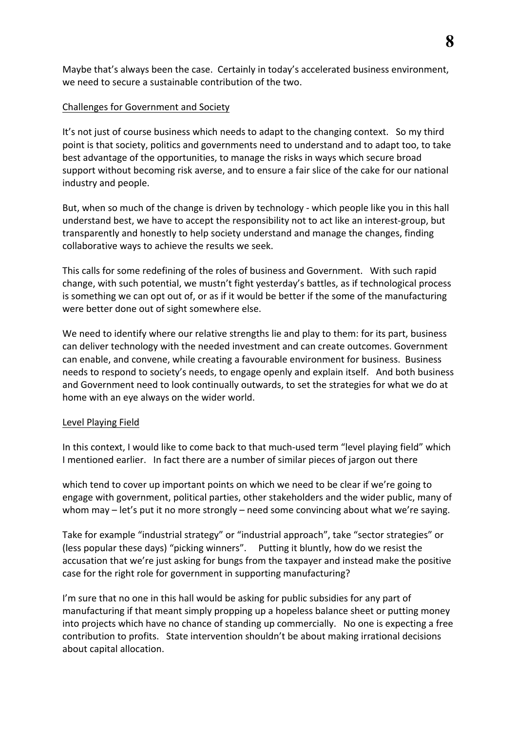Maybe that's always been the case. Certainly in today's accelerated business environment, we need to secure a sustainable contribution of the two.

## Challenges for Government and Society

It's not just of course business which needs to adapt to the changing context. So my third point is that society, politics and governments need to understand and to adapt too, to take best advantage of the opportunities, to manage the risks in ways which secure broad support without becoming risk averse, and to ensure a fair slice of the cake for our national industry and people.

But, when so much of the change is driven by technology - which people like you in this hall understand best, we have to accept the responsibility not to act like an interest-group, but transparently and honestly to help society understand and manage the changes, finding collaborative ways to achieve the results we seek.

This calls for some redefining of the roles of business and Government. With such rapid change, with such potential, we mustn't fight yesterday's battles, as if technological process is something we can opt out of, or as if it would be better if the some of the manufacturing were better done out of sight somewhere else.

We need to identify where our relative strengths lie and play to them: for its part, business can deliver technology with the needed investment and can create outcomes. Government can enable, and convene, while creating a favourable environment for business. Business needs to respond to society's needs, to engage openly and explain itself. And both business and Government need to look continually outwards, to set the strategies for what we do at home with an eye always on the wider world.

## Level Playing Field

In this context, I would like to come back to that much-used term "level playing field" which I mentioned earlier. In fact there are a number of similar pieces of jargon out there which tend to cover up important points on which we need to be clear if we're going to engage with government, political parties, other stakeholders and the wider public, many of whom may – let's put it no more strongly – need some convincing about what we're saying.

Take for example "industrial strategy" or "industrial approach", take "sector strategies" or (less popular these days) "picking winners". Putting it bluntly, how do we resist the accusation that we're just asking for bungs from the taxpayer and instead make the positive case for the right role for government in supporting manufacturing?

I'm sure that no one in this hall would be asking for public subsidies for any part of manufacturing if that meant simply propping up a hopeless balance sheet or putting money into projects which have no chance of standing up commercially. No one is expecting a free contribution to profits. State intervention shouldn't be about making irrational decisions about capital allocation.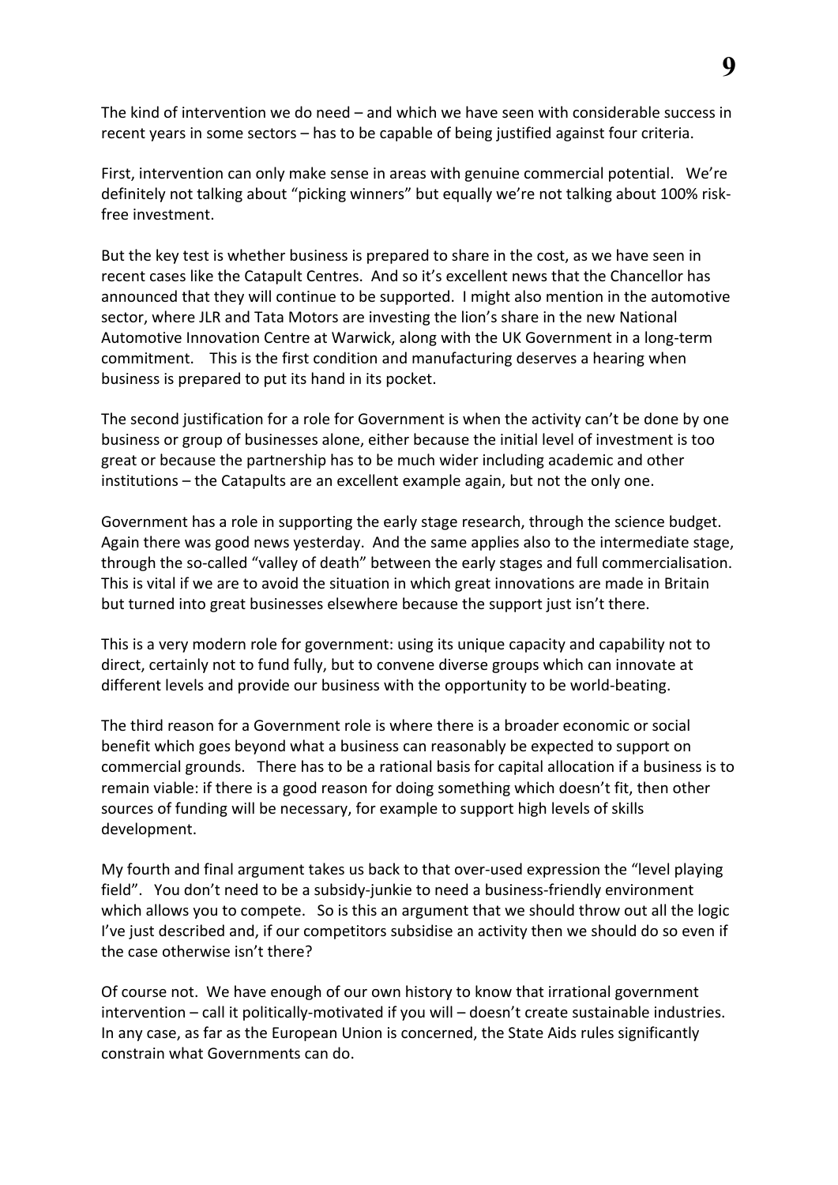The kind of intervention we do need – and which we have seen with considerable success in recent years in some sectors – has to be capable of being justified against four criteria.

First, intervention can only make sense in areas with genuine commercial potential. We're definitely not talking about "picking winners" but equally we're not talking about 100% risk-free investment.

But the key test is whether business is prepared to share in the cost, as we have seen in recent cases like the Catapult Centres. And so it's excellent news that the Chancellor has announced that they will continue to be supported. I might also mention in the automotive sector, where JLR and Tata Motors are investing the lion's share in the new National Automotive Innovation Centre at Warwick, along with the UK Government in a long-term commitment. This is the first condition and manufacturing deserves a hearing when business is prepared to put its hand in its pocket.

The second justification for a role for Government is when the activity can't be done by one business or group of businesses alone, either because the initial level of investment is too great or because the partnership has to be much wider including academic and other institutions – the Catapults are an excellent example again, but not the only one.

Government has a role in supporting the early stage research, through the science budget. Again there was good news yesterday. And the same applies also to the intermediate stage, through the so-called "valley of death" between the early stages and full commercialisation. This is vital if we are to avoid the situation in which great innovations are made in Britain but turned into great businesses elsewhere because the support just isn't there.

This is a very modern role for government: using its unique capacity and capability not to direct, certainly not to fund fully, but to convene diverse groups which can innovate at different levels and provide our business with the opportunity to be world-beating.

The third reason for a Government role is where there is a broader economic or social benefit which goes beyond what a business can reasonably be expected to support on commercial grounds. There has to be a rational basis for capital allocation if a business is to remain viable: if there is a good reason for doing something which doesn't fit, then other sources of funding will be necessary, for example to support high levels of skills development.

My fourth and final argument takes us back to that over-used expression the "level playing field". You don't need to be a subsidy-junkie to need a business-friendly environment which allows you to compete. So is this an argument that we should throw out all the logic I've just described and, if our competitors subsidise an activity then we should do so even if the case otherwise isn't there?

Of course not. We have enough of our own history to know that irrational government intervention – call it politically-motivated if you will – doesn't create sustainable industries. In any case, as far as the European Union is concerned, the State Aids rules significantly constrain what Governments can do.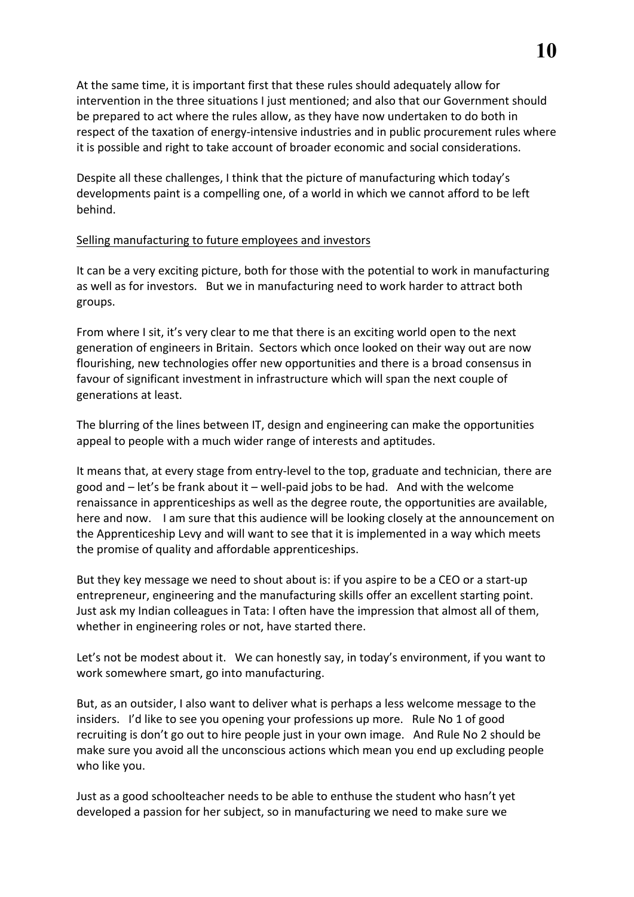At the same time, it is important first that these rules should adequately allow for intervention in the three situations I just mentioned; and also that our Government should be prepared to act where the rules allow, as they have now undertaken to do both in respect of the taxation of energy-intensive industries and in public procurement rules where it is possible and right to take account of broader economic and social considerations.

Despite all these challenges, I think that the picture of manufacturing which today's developments paint is a compelling one, of a world in which we cannot afford to be left behind.

## Selling manufacturing to future employees and investors

It can be a very exciting picture, both for those with the potential to work in manufacturing as well as for investors. But we in manufacturing need to work harder to attract both groups.

From where I sit, it's very clear to me that there is an exciting world open to the next generation of engineers in Britain. Sectors which once looked on their way out are now flourishing, new technologies offer new opportunities and there is a broad consensus in favour of significant investment in infrastructure which will span the next couple of generations at least.

The blurring of the lines between IT, design and engineering can make the opportunities appeal to people with a much wider range of interests and aptitudes.

It means that, at every stage from entry-level to the top, graduate and technician, there are good and – let's be frank about it – well-paid jobs to be had. And with the welcome renaissance in apprenticeships as well as the degree route, the opportunities are available, here and now. I am sure that this audience will be looking closely at the announcement on the Apprenticeship Levy and will want to see that it is implemented in a way which meets the promise of quality and affordable apprenticeships.

But they key message we need to shout about is: if you aspire to be a CEO or a start-up entrepreneur, engineering and the manufacturing skills offer an excellent starting point. Just ask my Indian colleagues in Tata: I often have the impression that almost all of them, whether in engineering roles or not, have started there.

Let's not be modest about it. We can honestly say, in today's environment, if you want to work somewhere smart, go into manufacturing.

But, as an outsider, I also want to deliver what is perhaps a less welcome message to the insiders. I'd like to see you opening your professions up more. Rule No 1 of good recruiting is don't go out to hire people just in your own image. And Rule No 2 should be make sure you avoid all the unconscious actions which mean you end up excluding people who like you.

Just as a good schoolteacher needs to be able to enthuse the student who hasn't yet developed a passion for her subject, so in manufacturing we need to make sure we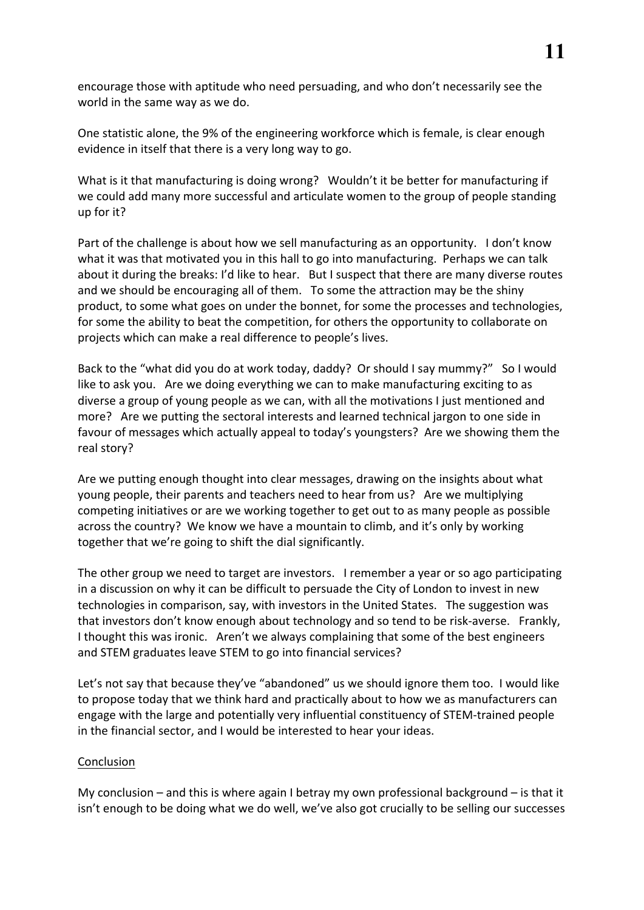encourage those with aptitude who need persuading, and who don't necessarily see the world in the same way as we do.

One statistic alone, the 9% of the engineering workforce which is female, is clear enough evidence in itself that there is a very long way to go.

What is it that manufacturing is doing wrong? Wouldn't it be better for manufacturing if we could add many more successful and articulate women to the group of people standing up for it?

Part of the challenge is about how we sell manufacturing as an opportunity. I don't know what it was that motivated you in this hall to go into manufacturing. Perhaps we can talk about it during the breaks: I'd like to hear. But I suspect that there are many diverse routes and we should be encouraging all of them. To some the attraction may be the shiny product, to some what goes on under the bonnet, for some the processes and technologies, for some the ability to beat the competition, for others the opportunity to collaborate on projects which can make a real difference to people's lives.

Back to the "what did you do at work today, daddy? Or should I say mummy?" So I would like to ask you. Are we doing everything we can to make manufacturing exciting to as diverse a group of young people as we can, with all the motivations I just mentioned and more? Are we putting the sectoral interests and learned technical jargon to one side in favour of messages which actually appeal to today's youngsters? Are we showing them the real story?

Are we putting enough thought into clear messages, drawing on the insights about what young people, their parents and teachers need to hear from us? Are we multiplying competing initiatives or are we working together to get out to as many people as possible across the country? We know we have a mountain to climb, and it's only by working together that we're going to shift the dial significantly.

The other group we need to target are investors. I remember a year or so ago participating in a discussion on why it can be difficult to persuade the City of London to invest in new technologies in comparison, say, with investors in the United States. The suggestion was that investors don't know enough about technology and so tend to be risk-averse. Frankly, I thought this was ironic. Aren't we always complaining that some of the best engineers and STEM graduates leave STEM to go into financial services?

Let's not say that because they've "abandoned" us we should ignore them too. I would like to propose today that we think hard and practically about to how we as manufacturers can engage with the large and potentially very influential constituency of STEM-trained people in the financial sector, and I would be interested to hear your ideas.

## Conclusion

My conclusion – and this is where again I betray my own professional background – is that it isn't enough to be doing what we do well, we've also got crucially to be selling our successes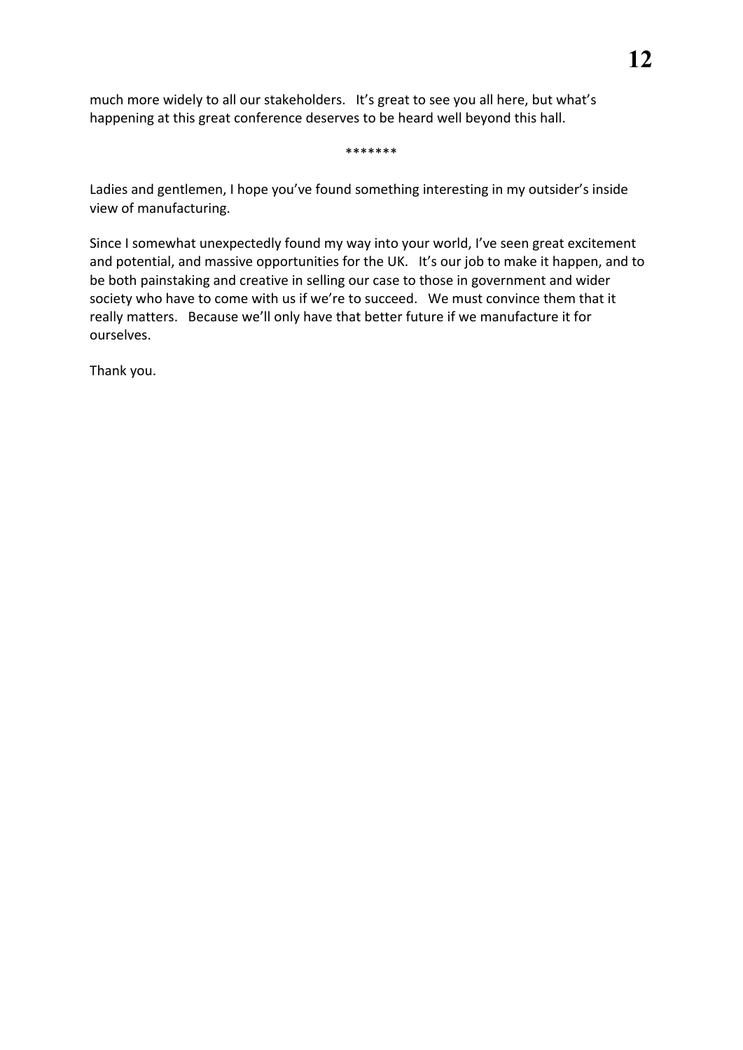much more widely to all our stakeholders. It's great to see you all here, but what's happening at this great conference deserves to be heard well beyond this hall.

*******

Ladies and gentlemen, I hope you've found something interesting in my outsider's inside view of manufacturing.

Since I somewhat unexpectedly found my way into your world, I've seen great excitement and potential, and massive opportunities for the UK. It's our job to make it happen, and to be both painstaking and creative in selling our case to those in government and wider society who have to come with us if we're to succeed. We must convince them that it really matters. Because we'll only have that better future if we manufacture it for ourselves.

Thank you.